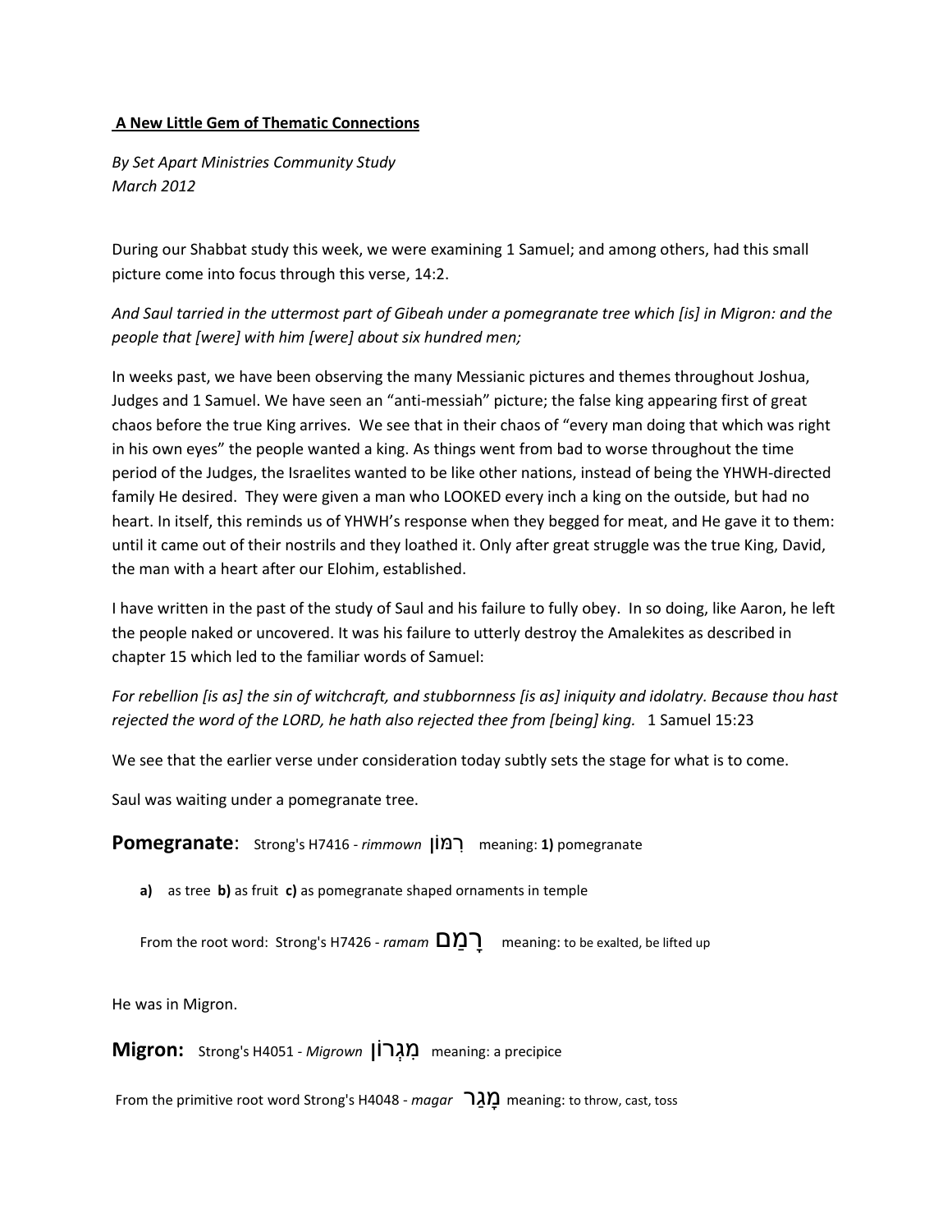**A New Little Gem of Thematic Connections**

*By Set Apart Ministries Community Study*
*March 2012*

During our Shabbat study this week, we were examining 1 Samuel; and among others, had this small picture come into focus through this verse, 14:2.

*And Saul tarried in the uttermost part of Gibeah under a pomegranate tree which [is] in Migron: and the people that [were] with him [were] about six hundred men;*

In weeks past, we have been observing the many Messianic pictures and themes throughout Joshua, Judges and 1 Samuel. We have seen an "anti-messiah" picture; the false king appearing first of great chaos before the true King arrives. We see that in their chaos of "every man doing that which was right in his own eyes" the people wanted a king. As things went from bad to worse throughout the time period of the Judges, the Israelites wanted to be like other nations, instead of being the YHWH-directed family He desired. They were given a man who LOOKED every inch a king on the outside, but had no heart. In itself, this reminds us of YHWH's response when they begged for meat, and He gave it to them: until it came out of their nostrils and they loathed it. Only after great struggle was the true King, David, the man with a heart after our Elohim, established.

I have written in the past of the study of Saul and his failure to fully obey. In so doing, like Aaron, he left the people naked or uncovered. It was his failure to utterly destroy the Amalekites as described in chapter 15 which led to the familiar words of Samuel:

*For rebellion [is as] the sin of witchcraft, and stubbornness [is as] iniquity and idolatry. Because thou hast rejected the word of the LORD, he hath also rejected thee from [being] king.* 1 Samuel 15:23

We see that the earlier verse under consideration today subtly sets the stage for what is to come.

Saul was waiting under a pomegranate tree.

**Pomegranate**: Strong's H7416 - *rimmown* רִמּוֹן meaning: **1)** pomegranate

**a)** as tree **b)** as fruit **c)** as pomegranate shaped ornaments in temple

From the root word: Strong's H7426 - *ramam* רָמַם meaning: to be exalted, be lifted up

He was in Migron.

**Migron:** Strong's H4051 - *Migrown* מִגְרוֹן meaning: a precipice

From the primitive root word Strong's H4048 - *magar* מָגַר meaning: to throw, cast, toss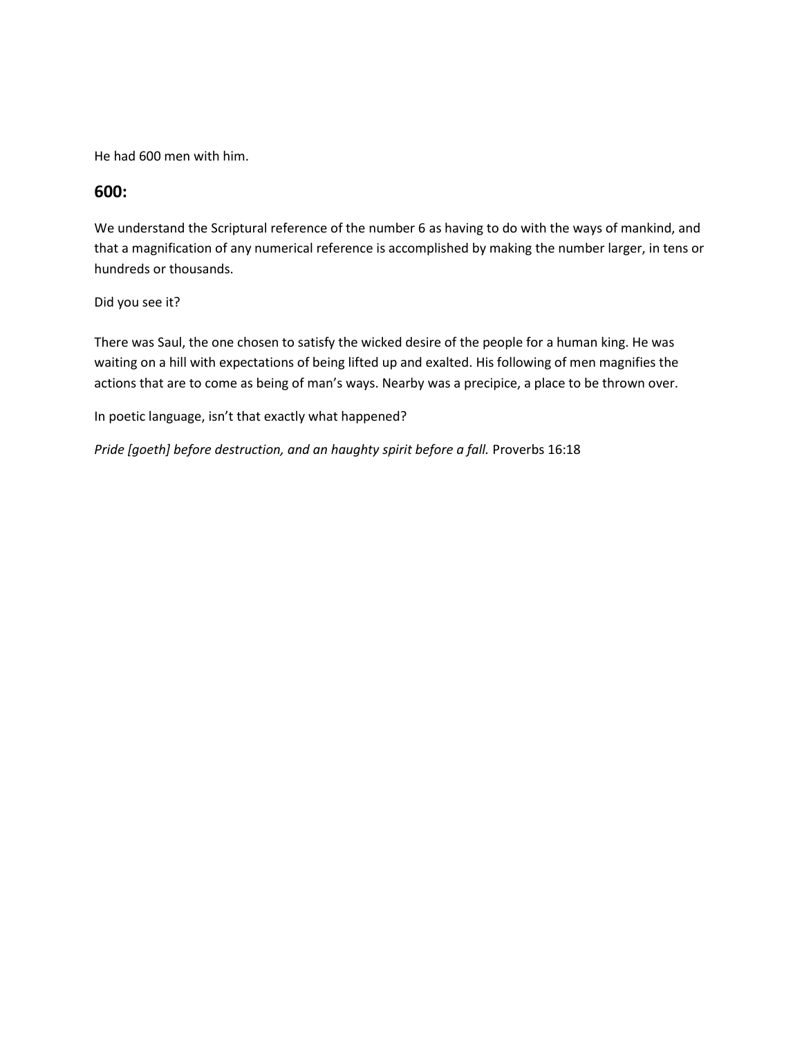He had 600 men with him.

## 600:

We understand the Scriptural reference of the number 6 as having to do with the ways of mankind, and that a magnification of any numerical reference is accomplished by making the number larger, in tens or hundreds or thousands.

Did you see it?

There was Saul, the one chosen to satisfy the wicked desire of the people for a human king. He was waiting on a hill with expectations of being lifted up and exalted. His following of men magnifies the actions that are to come as being of man's ways. Nearby was a precipice, a place to be thrown over.

In poetic language, isn't that exactly what happened?

*Pride [goeth] before destruction, and an haughty spirit before a fall.* Proverbs 16:18